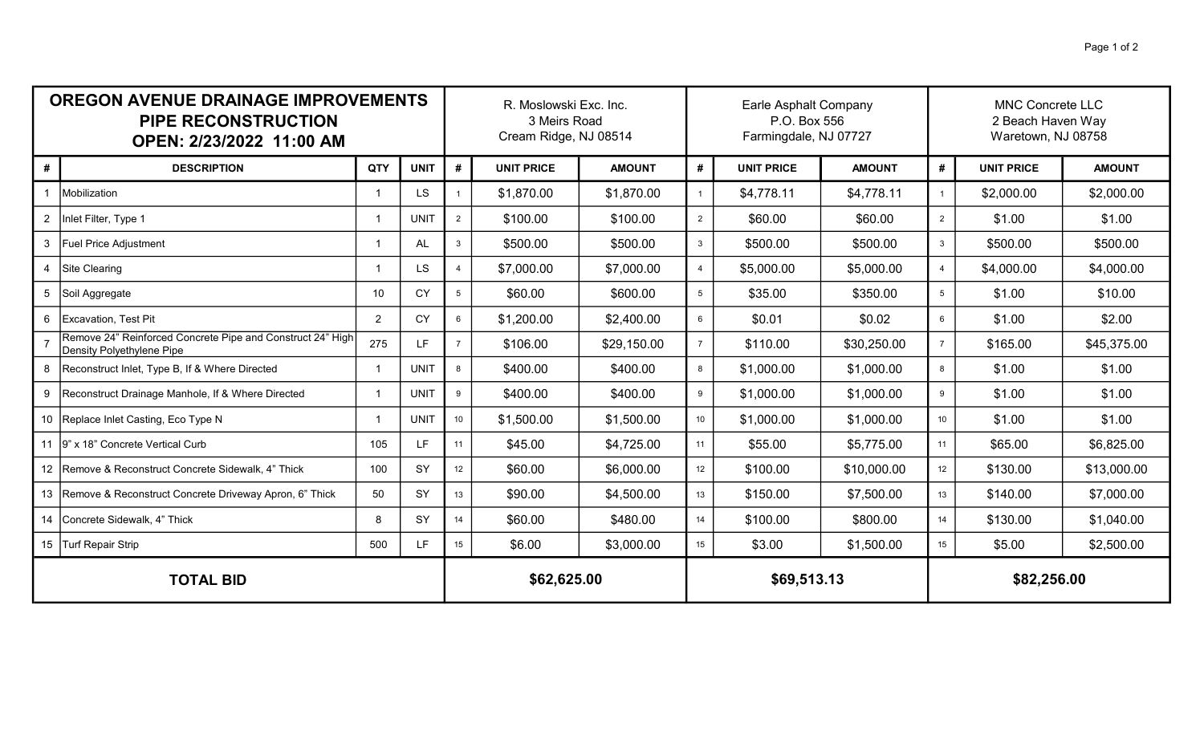| OREGON AVENUE DRAINAGE IMPROVEMENTS PIPE RECONSTRUCTION OPEN: 2/23/2022 11:00 AM | | | | R. Moslowski Exc. Inc. 3 Meirs Road Cream Ridge, NJ 08514 | | | Earle Asphalt Company P.O. Box 556 Farmingdale, NJ 07727 | | | MNC Concrete LLC 2 Beach Haven Way Waretown, NJ 08758 | | |
|---|---|---|---|---|---|---|---|---|---|---|---|---|
| # | DESCRIPTION | QTY | UNIT | # | UNIT PRICE | AMOUNT | # | UNIT PRICE | AMOUNT | # | UNIT PRICE | AMOUNT |
| 1 | Mobilization | 1 | LS | 1 | $1,870.00 | $1,870.00 | 1 | $4,778.11 | $4,778.11 | 1 | $2,000.00 | $2,000.00 |
| 2 | Inlet Filter, Type 1 | 1 | UNIT | 2 | $100.00 | $100.00 | 2 | $60.00 | $60.00 | 2 | $1.00 | $1.00 |
| 3 | Fuel Price Adjustment | 1 | AL | 3 | $500.00 | $500.00 | 3 | $500.00 | $500.00 | 3 | $500.00 | $500.00 |
| 4 | Site Clearing | 1 | LS | 4 | $7,000.00 | $7,000.00 | 4 | $5,000.00 | $5,000.00 | 4 | $4,000.00 | $4,000.00 |
| 5 | Soil Aggregate | 10 | CY | 5 | $60.00 | $600.00 | 5 | $35.00 | $350.00 | 5 | $1.00 | $10.00 |
| 6 | Excavation, Test Pit | 2 | CY | 6 | $1,200.00 | $2,400.00 | 6 | $0.01 | $0.02 | 6 | $1.00 | $2.00 |
| 7 | Remove 24" Reinforced Concrete Pipe and Construct 24" High Density Polyethylene Pipe | 275 | LF | 7 | $106.00 | $29,150.00 | 7 | $110.00 | $30,250.00 | 7 | $165.00 | $45,375.00 |
| 8 | Reconstruct Inlet, Type B, If & Where Directed | 1 | UNIT | 8 | $400.00 | $400.00 | 8 | $1,000.00 | $1,000.00 | 8 | $1.00 | $1.00 |
| 9 | Reconstruct Drainage Manhole, If & Where Directed | 1 | UNIT | 9 | $400.00 | $400.00 | 9 | $1,000.00 | $1,000.00 | 9 | $1.00 | $1.00 |
| 10 | Replace Inlet Casting, Eco Type N | 1 | UNIT | 10 | $1,500.00 | $1,500.00 | 10 | $1,000.00 | $1,000.00 | 10 | $1.00 | $1.00 |
| 11 | 9" x 18" Concrete Vertical Curb | 105 | LF | 11 | $45.00 | $4,725.00 | 11 | $55.00 | $5,775.00 | 11 | $65.00 | $6,825.00 |
| 12 | Remove & Reconstruct Concrete Sidewalk, 4" Thick | 100 | SY | 12 | $60.00 | $6,000.00 | 12 | $100.00 | $10,000.00 | 12 | $130.00 | $13,000.00 |
| 13 | Remove & Reconstruct Concrete Driveway Apron, 6" Thick | 50 | SY | 13 | $90.00 | $4,500.00 | 13 | $150.00 | $7,500.00 | 13 | $140.00 | $7,000.00 |
| 14 | Concrete Sidewalk, 4" Thick | 8 | SY | 14 | $60.00 | $480.00 | 14 | $100.00 | $800.00 | 14 | $130.00 | $1,040.00 |
| 15 | Turf Repair Strip | 500 | LF | 15 | $6.00 | $3,000.00 | 15 | $3.00 | $1,500.00 | 15 | $5.00 | $2,500.00 |
| **TOTAL BID** | | | | **$62,625.00** | | | **$69,513.13** | | | **$82,256.00** | | |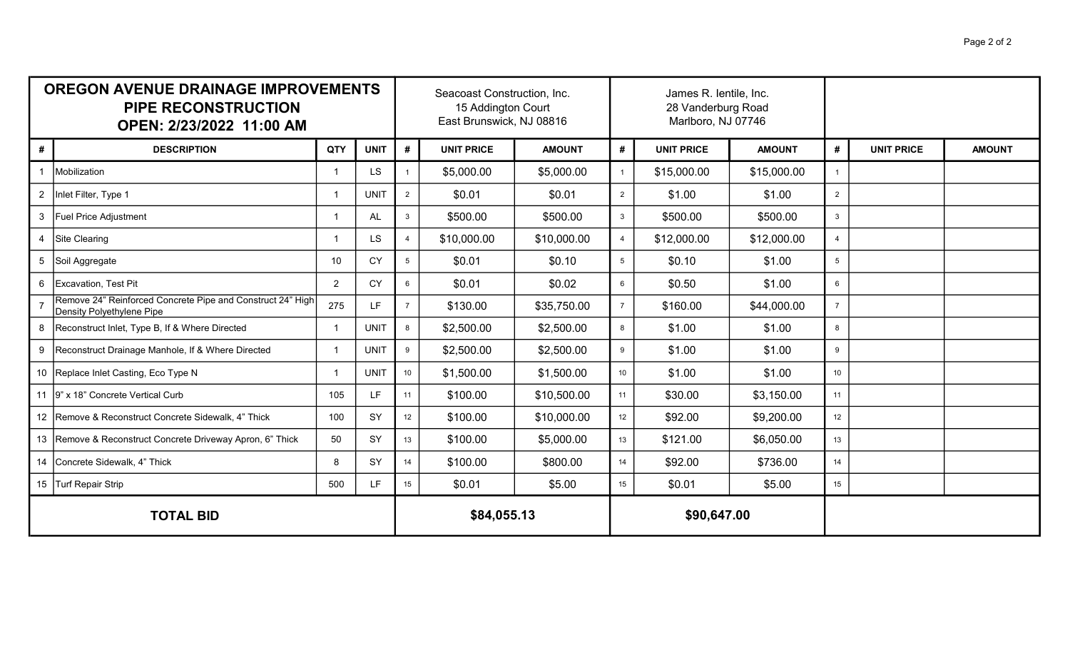| OREGON AVENUE DRAINAGE IMPROVEMENTS PIPE RECONSTRUCTION OPEN: 2/23/2022 11:00 AM | | | | Seacoast Construction, Inc. 15 Addington Court East Brunswick, NJ 08816 | | | James R. Ientile, Inc. 28 Vanderburg Road Marlboro, NJ 07746 | | | | | |
|---|---|---|---|---|---|---|---|---|---|---|---|---|
| # | DESCRIPTION | QTY | UNIT | # | UNIT PRICE | AMOUNT | # | UNIT PRICE | AMOUNT | # | UNIT PRICE | AMOUNT |
| 1 | Mobilization | 1 | LS | 1 | $5,000.00 | $5,000.00 | 1 | $15,000.00 | $15,000.00 | 1 | | |
| 2 | Inlet Filter, Type 1 | 1 | UNIT | 2 | $0.01 | $0.01 | 2 | $1.00 | $1.00 | 2 | | |
| 3 | Fuel Price Adjustment | 1 | AL | 3 | $500.00 | $500.00 | 3 | $500.00 | $500.00 | 3 | | |
| 4 | Site Clearing | 1 | LS | 4 | $10,000.00 | $10,000.00 | 4 | $12,000.00 | $12,000.00 | 4 | | |
| 5 | Soil Aggregate | 10 | CY | 5 | $0.01 | $0.10 | 5 | $0.10 | $1.00 | 5 | | |
| 6 | Excavation, Test Pit | 2 | CY | 6 | $0.01 | $0.02 | 6 | $0.50 | $1.00 | 6 | | |
| 7 | Remove 24" Reinforced Concrete Pipe and Construct 24" High Density Polyethylene Pipe | 275 | LF | 7 | $130.00 | $35,750.00 | 7 | $160.00 | $44,000.00 | 7 | | |
| 8 | Reconstruct Inlet, Type B, If & Where Directed | 1 | UNIT | 8 | $2,500.00 | $2,500.00 | 8 | $1.00 | $1.00 | 8 | | |
| 9 | Reconstruct Drainage Manhole, If & Where Directed | 1 | UNIT | 9 | $2,500.00 | $2,500.00 | 9 | $1.00 | $1.00 | 9 | | |
| 10 | Replace Inlet Casting, Eco Type N | 1 | UNIT | 10 | $1,500.00 | $1,500.00 | 10 | $1.00 | $1.00 | 10 | | |
| 11 | 9" x 18" Concrete Vertical Curb | 105 | LF | 11 | $100.00 | $10,500.00 | 11 | $30.00 | $3,150.00 | 11 | | |
| 12 | Remove & Reconstruct Concrete Sidewalk, 4" Thick | 100 | SY | 12 | $100.00 | $10,000.00 | 12 | $92.00 | $9,200.00 | 12 | | |
| 13 | Remove & Reconstruct Concrete Driveway Apron, 6" Thick | 50 | SY | 13 | $100.00 | $5,000.00 | 13 | $121.00 | $6,050.00 | 13 | | |
| 14 | Concrete Sidewalk, 4" Thick | 8 | SY | 14 | $100.00 | $800.00 | 14 | $92.00 | $736.00 | 14 | | |
| 15 | Turf Repair Strip | 500 | LF | 15 | $0.01 | $5.00 | 15 | $0.01 | $5.00 | 15 | | |
| **TOTAL BID** | | | | **$84,055.13** | | | **$90,647.00** | | | | | |